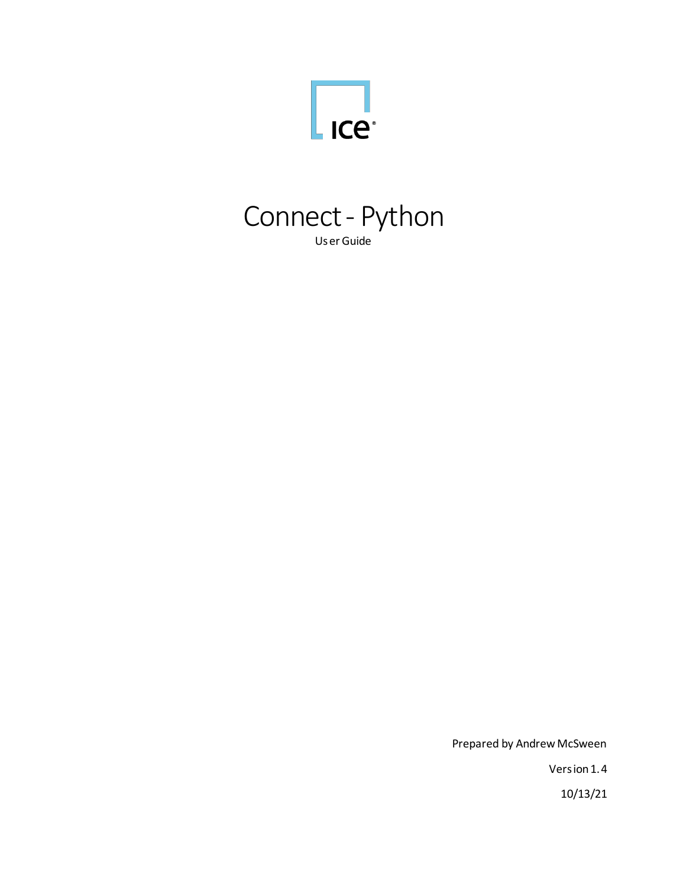ICE

# Connect - Python

User Guide

Prepared by Andrew McSween

Version 1.4

10/13/21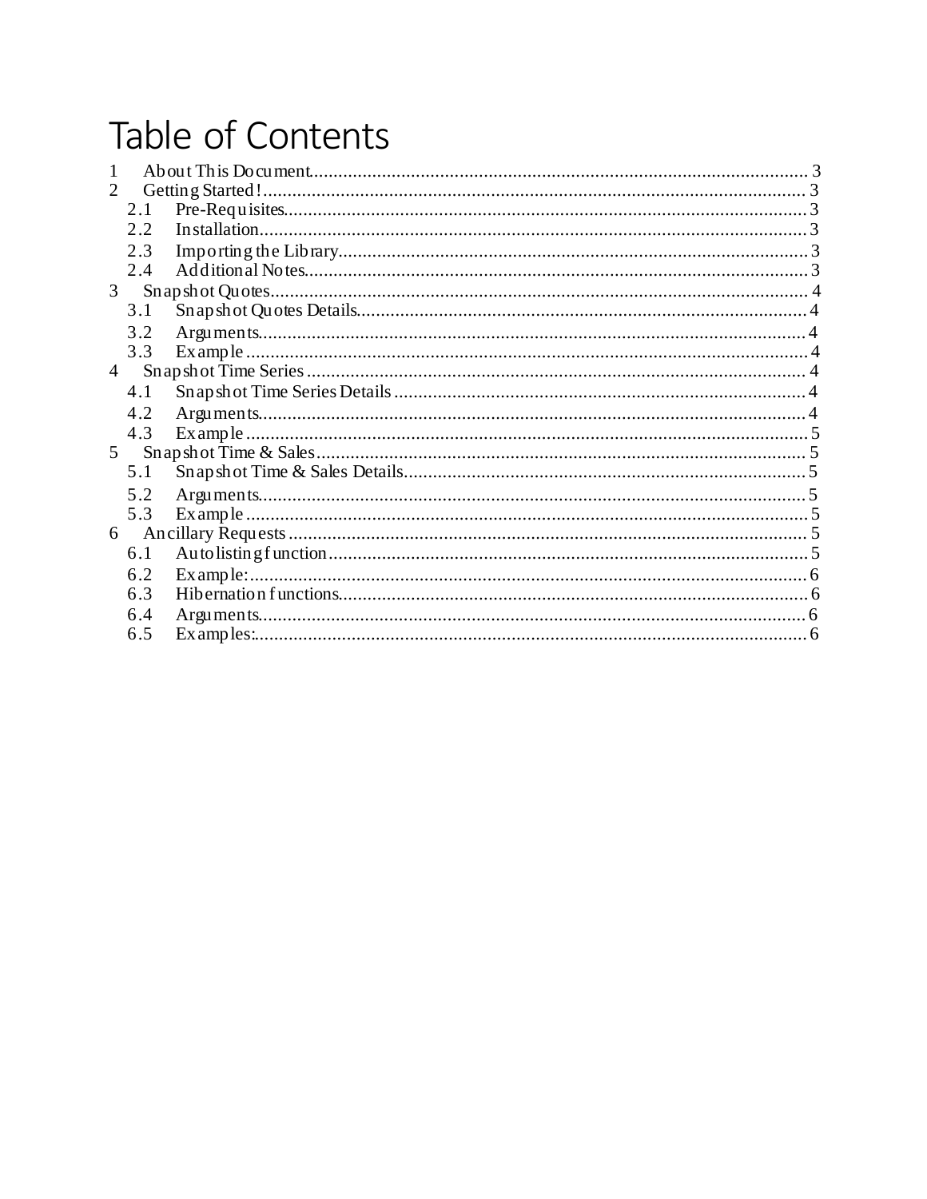# Table of Contents

1 About This Document ..... 3
2 Getting Started! ..... 3
  2.1 Pre-Requisites ..... 3
  2.2 Installation ..... 3
  2.3 Importing the Library ..... 3
  2.4 Additional Notes ..... 3
3 Snapshot Quotes ..... 4
  3.1 Snapshot Quotes Details ..... 4
  3.2 Arguments ..... 4
  3.3 Example ..... 4
4 Snapshot Time Series ..... 4
  4.1 Snapshot Time Series Details ..... 4
  4.2 Arguments ..... 4
  4.3 Example ..... 5
5 Snapshot Time & Sales ..... 5
  5.1 Snapshot Time & Sales Details ..... 5
  5.2 Arguments ..... 5
  5.3 Example ..... 5
6 Ancillary Requests ..... 5
  6.1 Autolisting function ..... 5
  6.2 Example: ..... 6
  6.3 Hibernation functions ..... 6
  6.4 Arguments ..... 6
  6.5 Examples: ..... 6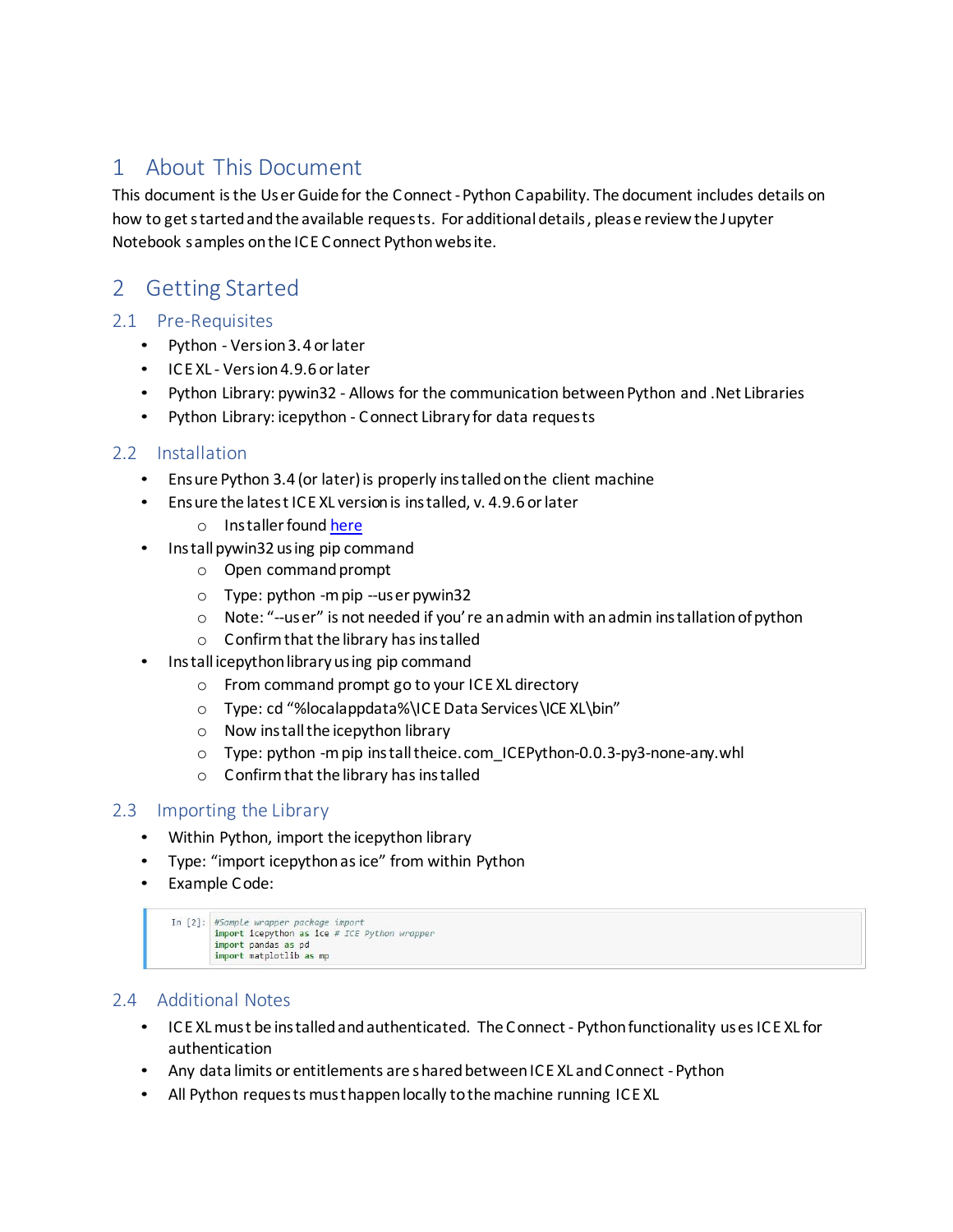# 1 About This Document

This document is the User Guide for the Connect - Python Capability. The document includes details on how to get started and the available requests. For additional details, please review the Jupyter Notebook samples on the ICE Connect Python website.

# 2 Getting Started

## 2.1 Pre-Requisites

- Python - Version 3.4 or later
- ICE XL - Version 4.9.6 or later
- Python Library: pywin32 - Allows for the communication between Python and .Net Libraries
- Python Library: icepython - Connect Library for data requests

## 2.2 Installation

- Ensure Python 3.4 (or later) is properly installed on the client machine
- Ensure the latest ICE XL version is installed, v. 4.9.6 or later
  - Installer found here
- Install pywin32 using pip command
  - Open command prompt
  - Type: python -m pip --user pywin32
  - Note: "--user" is not needed if you're an admin with an admin installation of python
  - Confirm that the library has installed
- Install icepython library using pip command
  - From command prompt go to your ICE XL directory
  - Type: cd "%localappdata%\ICE Data Services\ICE XL\bin"
  - Now install the icepython library
  - Type: python -m pip install theice.com_ICEPython-0.0.3-py3-none-any.whl
  - Confirm that the library has installed

## 2.3 Importing the Library

- Within Python, import the icepython library
- Type: "import icepython as ice" from within Python
- Example Code:

```
In [2]: #Sample wrapper package import
        import icepython as ice # ICE Python wrapper
        import pandas as pd
        import matplotlib as mp
```

## 2.4 Additional Notes

- ICE XL must be installed and authenticated. The Connect - Python functionality uses ICE XL for authentication
- Any data limits or entitlements are shared between ICE XL and Connect - Python
- All Python requests must happen locally to the machine running ICE XL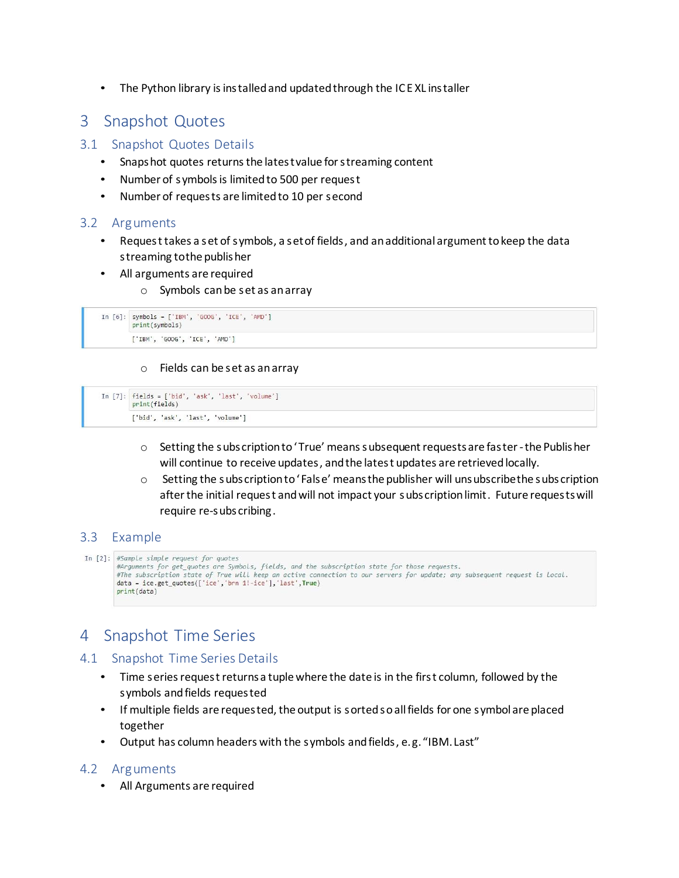- The Python library is installed and updated through the ICE XL installer

# 3 Snapshot Quotes

## 3.1 Snapshot Quotes Details

- Snapshot quotes returns the latest value for streaming content
- Number of symbols is limited to 500 per request
- Number of requests are limited to 10 per second

## 3.2 Arguments

- Request takes a set of symbols, a set of fields, and an additional argument to keep the data streaming to the publisher
- All arguments are required
  - Symbols can be set as an array

```
In [6]: symbols = ['IBM', 'GOOG', 'ICE', 'AMD']
        print(symbols)

        ['IBM', 'GOOG', 'ICE', 'AMD']
```

  - Fields can be set as an array

```
In [7]: fields = ['bid', 'ask', 'last', 'volume']
        print(fields)

        ['bid', 'ask', 'last', 'volume']
```

  - Setting the subscription to 'True' means subsequent requests are faster - the Publisher will continue to receive updates, and the latest updates are retrieved locally.
  - Setting the subscription to 'False' means the publisher will unsubscribe the subscription after the initial request and will not impact your subscription limit. Future requests will require re-subscribing.

## 3.3 Example

```
In [2]: #Sample simple request for quotes
        #Arguments for get_quotes are Symbols, fields, and the subscription state for those requests.
        #The subscription state of True will keep an active connection to our servers for update; any subsequent request is local.
        data = ice.get_quotes(['ice','brn 1!-ice'],'last',True)
        print(data)
```

# 4 Snapshot Time Series

## 4.1 Snapshot Time Series Details

- Time series request returns a tuple where the date is in the first column, followed by the symbols and fields requested
- If multiple fields are requested, the output is sorted so all fields for one symbol are placed together
- Output has column headers with the symbols and fields, e.g. "IBM.Last"

## 4.2 Arguments

- All Arguments are required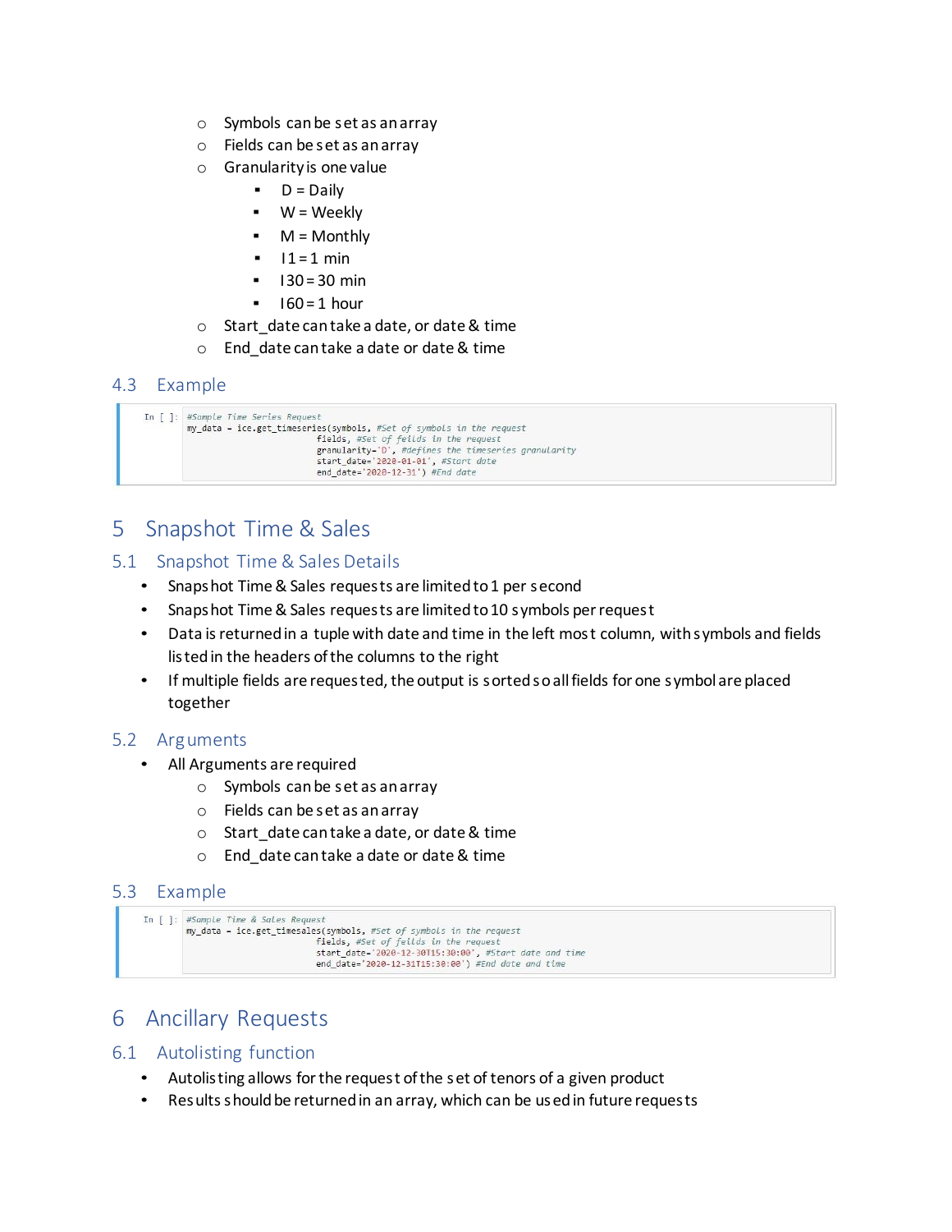- Symbols can be set as an array
- Fields can be set as an array
- Granularity is one value
  - D = Daily
  - W = Weekly
  - M = Monthly
  - I1 = 1 min
  - I30 = 30 min
  - I60 = 1 hour
- Start_date can take a date, or date & time
- End_date can take a date or date & time

### 4.3 Example

```
In [ ]: #Sample Time Series Request
        my_data = ice.get_timeseries(symbols, #Set of symbols in the request
                                fields, #Set of felds in the request
                                granularity='D', #defines the timeseries granularity
                                start_date='2020-01-01', #Start date
                                end_date='2020-12-31') #End date
```

# 5 Snapshot Time & Sales

## 5.1 Snapshot Time & Sales Details

- Snapshot Time & Sales requests are limited to 1 per second
- Snapshot Time & Sales requests are limited to 10 symbols per request
- Data is returned in a tuple with date and time in the left most column, with symbols and fields listed in the headers of the columns to the right
- If multiple fields are requested, the output is sorted so all fields for one symbol are placed together

## 5.2 Arguments

- All Arguments are required
  - Symbols can be set as an array
  - Fields can be set as an array
  - Start_date can take a date, or date & time
  - End_date can take a date or date & time

## 5.3 Example

```
In [ ]: #Sample Time & Sales Request
        my_data = ice.get_timesales(symbols, #Set of symbols in the request
                                fields, #Set of felds in the request
                                start_date='2020-12-30T15:30:00', #Start date and time
                                end_date='2020-12-31T15:30:00') #End date and time
```

# 6 Ancillary Requests

## 6.1 Autolisting function

- Autolisting allows for the request of the set of tenors of a given product
- Results should be returned in an array, which can be used in future requests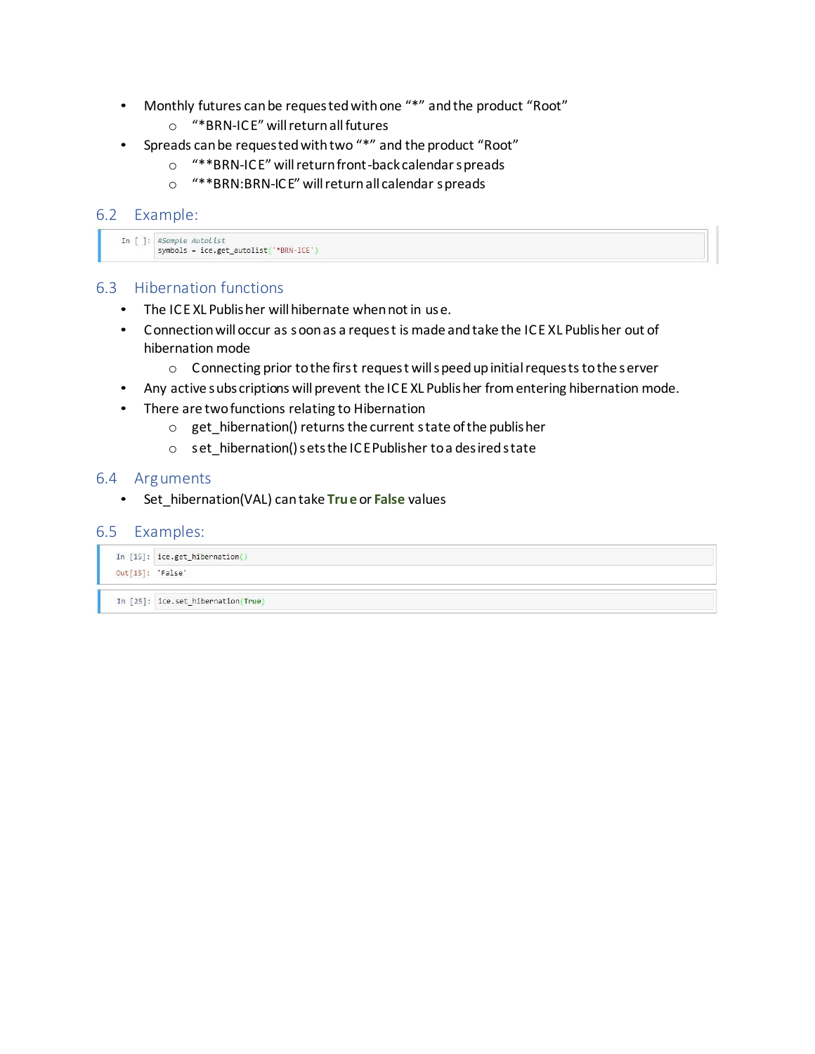- Monthly futures can be requested with one "*" and the product "Root"
    - "*BRN-ICE" will return all futures
- Spreads can be requested with two "*" and the product "Root"
    - "**BRN-ICE" will return front-back calendar spreads
    - "**BRN:BRN-ICE" will return all calendar spreads

## 6.2 Example:

```
In [ ]: #Sample Autolist
        symbols = ice.get_autolist('*BRN-ICE')
```

## 6.3 Hibernation functions

- The ICE XL Publisher will hibernate when not in use.
- Connection will occur as soon as a request is made and take the ICE XL Publisher out of hibernation mode
    - Connecting prior to the first request will speed up initial requests to the server
- Any active subscriptions will prevent the ICE XL Publisher from entering hibernation mode.
- There are two functions relating to Hibernation
    - get_hibernation() returns the current state of the publisher
    - set_hibernation() sets the ICE Publisher to a desired state

## 6.4 Arguments

- Set_hibernation(VAL) can take **True** or **False** values

## 6.5 Examples:

```
In [15]: ice.get_hibernation()
Out[15]: 'False'
```

```
In [25]: ice.set_hibernation(True)
```